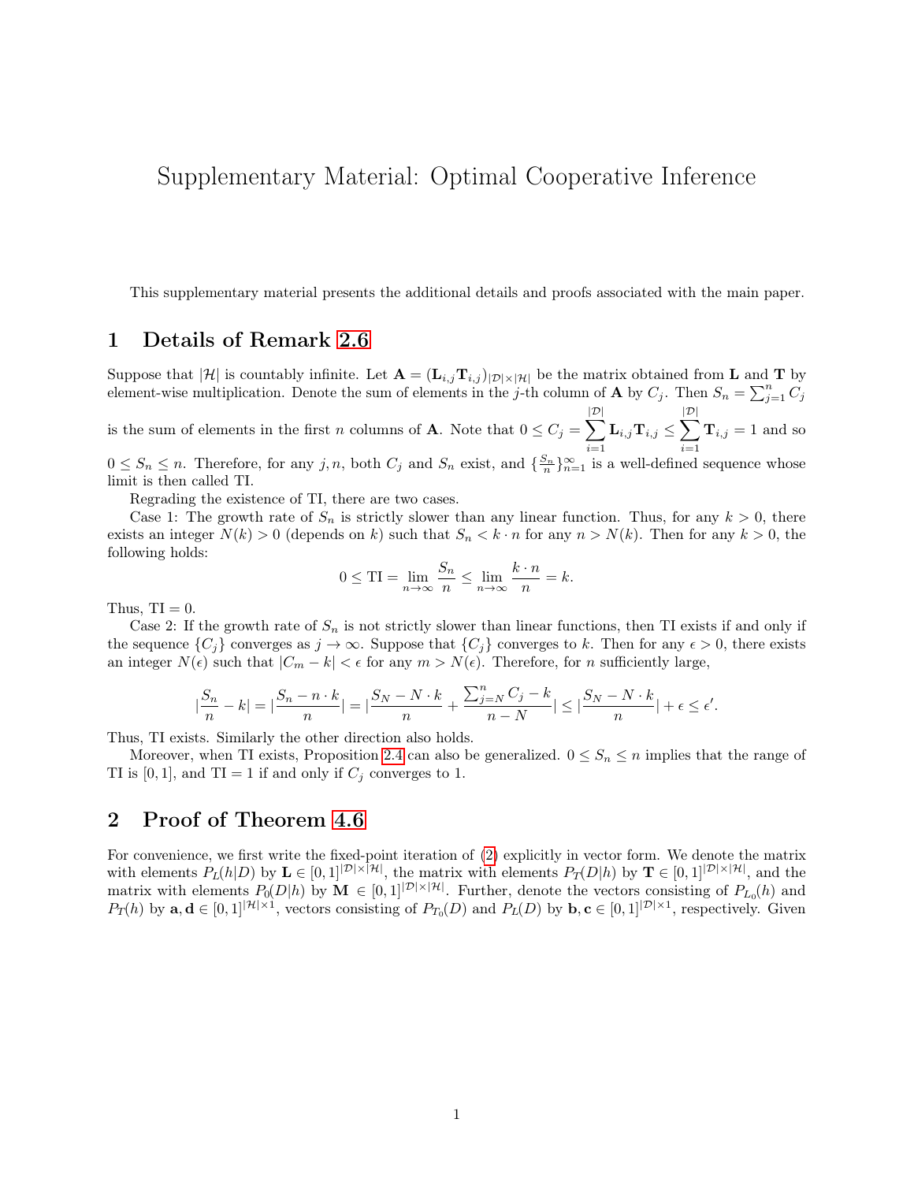# Supplementary Material: Optimal Cooperative Inference

This supplementary material presents the additional details and proofs associated with the main paper.

## 1 Details of Remark 2.6

Suppose that $|\mathcal{H}|$ is countably infinite. Let $\mathbf{A} = (\mathbf{L}_{i,j}\mathbf{T}_{i,j})_{|\mathcal{D}|\times|\mathcal{H}|}$ be the matrix obtained from $\mathbf{L}$ and $\mathbf{T}$ by element-wise multiplication. Denote the sum of elements in the $j$-th column of $\mathbf{A}$ by $C_j$. Then $S_n = \sum_{j=1}^{n} C_j$ is the sum of elements in the first $n$ columns of $\mathbf{A}$. Note that $0 \leq C_j = \sum_{i=1}^{|\mathcal{D}|} \mathbf{L}_{i,j}\mathbf{T}_{i,j} \leq \sum_{i=1}^{|\mathcal{D}|} \mathbf{T}_{i,j} = 1$ and so $0 \leq S_n \leq n$. Therefore, for any $j, n$, both $C_j$ and $S_n$ exist, and $\{\frac{S_n}{n}\}_{n=1}^{\infty}$ is a well-defined sequence whose limit is then called TI.

Regrading the existence of TI, there are two cases.

Case 1: The growth rate of $S_n$ is strictly slower than any linear function. Thus, for any $k > 0$, there exists an integer $N(k) > 0$ (depends on $k$) such that $S_n < k \cdot n$ for any $n > N(k)$. Then for any $k > 0$, the following holds:

$$0 \leq \text{TI} = \lim_{n\to\infty} \frac{S_n}{n} \leq \lim_{n\to\infty} \frac{k\cdot n}{n} = k.$$

Thus, TI $= 0$.

Case 2: If the growth rate of $S_n$ is not strictly slower than linear functions, then TI exists if and only if the sequence $\{C_j\}$ converges as $j \to \infty$. Suppose that $\{C_j\}$ converges to $k$. Then for any $\epsilon > 0$, there exists an integer $N(\epsilon)$ such that $|C_m - k| < \epsilon$ for any $m > N(\epsilon)$. Therefore, for $n$ sufficiently large,

$$|\frac{S_n}{n} - k| = |\frac{S_n - n\cdot k}{n}| = |\frac{S_N - N\cdot k}{n} + \frac{\sum_{j=N}^{n} C_j - k}{n-N}| \leq |\frac{S_N - N\cdot k}{n}| + \epsilon \leq \epsilon'.$$

Thus, TI exists. Similarly the other direction also holds.

Moreover, when TI exists, Proposition 2.4 can also be generalized. $0 \leq S_n \leq n$ implies that the range of TI is $[0, 1]$, and TI $= 1$ if and only if $C_j$ converges to 1.

## 2 Proof of Theorem 4.6

For convenience, we first write the fixed-point iteration of (2) explicitly in vector form. We denote the matrix with elements $P_L(h|D)$ by $\mathbf{L} \in [0,1]^{|\mathcal{D}|\times|\mathcal{H}|}$, the matrix with elements $P_T(D|h)$ by $\mathbf{T} \in [0,1]^{|\mathcal{D}|\times|\mathcal{H}|}$, and the matrix with elements $P_0(D|h)$ by $\mathbf{M} \in [0,1]^{|\mathcal{D}|\times|\mathcal{H}|}$. Further, denote the vectors consisting of $P_{L_0}(h)$ and $P_T(h)$ by $\mathbf{a}, \mathbf{d} \in [0,1]^{|\mathcal{H}|\times 1}$, vectors consisting of $P_{T_0}(D)$ and $P_L(D)$ by $\mathbf{b}, \mathbf{c} \in [0,1]^{|\mathcal{D}|\times 1}$, respectively. Given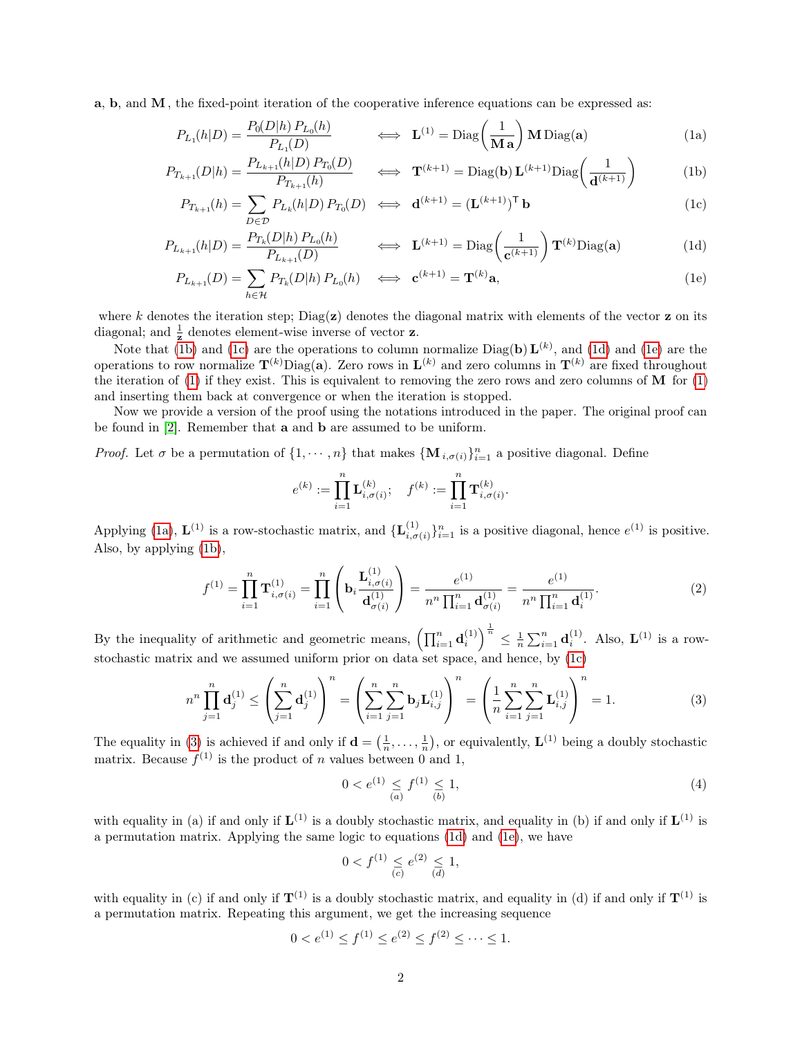**a**, **b**, and **M**, the fixed-point iteration of the cooperative inference equations can be expressed as:

$$P_{L_1}(h|D) = \frac{P_0(D|h)\, P_{L_0}(h)}{P_{L_1}(D)} \iff \mathbf{L}^{(1)} = \text{Diag}\left(\frac{1}{\mathbf{M}\,\mathbf{a}}\right) \mathbf{M}\, \text{Diag}(\mathbf{a}) \tag{1a}$$

$$P_{T_{k+1}}(D|h) = \frac{P_{L_{k+1}}(h|D)\, P_{T_0}(D)}{P_{T_{k+1}}(h)} \iff \mathbf{T}^{(k+1)} = \text{Diag}(\mathbf{b})\, \mathbf{L}^{(k+1)} \text{Diag}\left(\frac{1}{\mathbf{d}^{(k+1)}}\right) \tag{1b}$$

$$P_{T_{k+1}}(h) = \sum_{D\in\mathcal{D}} P_{L_k}(h|D)\, P_{T_0}(D) \iff \mathbf{d}^{(k+1)} = (\mathbf{L}^{(k+1)})^\mathsf{T}\, \mathbf{b} \tag{1c}$$

$$P_{L_{k+1}}(h|D) = \frac{P_{T_k}(D|h)\, P_{L_0}(h)}{P_{L_{k+1}}(D)} \iff \mathbf{L}^{(k+1)} = \text{Diag}\left(\frac{1}{\mathbf{c}^{(k+1)}}\right) \mathbf{T}^{(k)} \text{Diag}(\mathbf{a}) \tag{1d}$$

$$P_{L_{k+1}}(D) = \sum_{h\in\mathcal{H}} P_{T_k}(D|h)\, P_{L_0}(h) \iff \mathbf{c}^{(k+1)} = \mathbf{T}^{(k)}\mathbf{a}, \tag{1e}$$

where $k$ denotes the iteration step; $\text{Diag}(\mathbf{z})$ denotes the diagonal matrix with elements of the vector $\mathbf{z}$ on its diagonal; and $\frac{1}{\mathbf{z}}$ denotes element-wise inverse of vector $\mathbf{z}$.

Note that (1b) and (1c) are the operations to column normalize $\text{Diag}(\mathbf{b})\, \mathbf{L}^{(k)}$, and (1d) and (1e) are the operations to row normalize $\mathbf{T}^{(k)}\text{Diag}(\mathbf{a})$. Zero rows in $\mathbf{L}^{(k)}$ and zero columns in $\mathbf{T}^{(k)}$ are fixed throughout the iteration of (1) if they exist. This is equivalent to removing the zero rows and zero columns of $\mathbf{M}$ for (1) and inserting them back at convergence or when the iteration is stopped.

Now we provide a version of the proof using the notations introduced in the paper. The original proof can be found in [2]. Remember that **a** and **b** are assumed to be uniform.

*Proof.* Let $\sigma$ be a permutation of $\{1, \cdots, n\}$ that makes $\{\mathbf{M}_{\,i,\sigma(i)}\}_{i=1}^n$ a positive diagonal. Define

$$e^{(k)} := \prod_{i=1}^{n} \mathbf{L}^{(k)}_{i,\sigma(i)}; \quad f^{(k)} := \prod_{i=1}^{n} \mathbf{T}^{(k)}_{i,\sigma(i)}.$$

Applying (1a), $\mathbf{L}^{(1)}$ is a row-stochastic matrix, and $\{\mathbf{L}^{(1)}_{i,\sigma(i)}\}_{i=1}^n$ is a positive diagonal, hence $e^{(1)}$ is positive. Also, by applying (1b),

$$f^{(1)} = \prod_{i=1}^{n} \mathbf{T}^{(1)}_{i,\sigma(i)} = \prod_{i=1}^{n} \left( \mathbf{b}_i \frac{\mathbf{L}^{(1)}_{i,\sigma(i)}}{\mathbf{d}^{(1)}_{\sigma(i)}} \right) = \frac{e^{(1)}}{n^n \prod_{i=1}^{n} \mathbf{d}^{(1)}_{\sigma(i)}} = \frac{e^{(1)}}{n^n \prod_{i=1}^{n} \mathbf{d}^{(1)}_{i}}. \tag{2}$$

By the inequality of arithmetic and geometric means, $\left(\prod_{i=1}^n \mathbf{d}^{(1)}_i\right)^{\frac{1}{n}} \leq \frac{1}{n}\sum_{i=1}^n \mathbf{d}^{(1)}_i$. Also, $\mathbf{L}^{(1)}$ is a row-stochastic matrix and we assumed uniform prior on data set space, and hence, by (1c)

$$n^n \prod_{j=1}^{n} \mathbf{d}^{(1)}_j \leq \left( \sum_{j=1}^{n} \mathbf{d}^{(1)}_j \right)^n = \left( \sum_{i=1}^{n}\sum_{j=1}^{n} \mathbf{b}_j \mathbf{L}^{(1)}_{i,j} \right)^n = \left( \frac{1}{n}\sum_{i=1}^{n}\sum_{j=1}^{n} \mathbf{L}^{(1)}_{i,j} \right)^n = 1. \tag{3}$$

The equality in (3) is achieved if and only if $\mathbf{d} = \left(\frac{1}{n}, \ldots, \frac{1}{n}\right)$, or equivalently, $\mathbf{L}^{(1)}$ being a doubly stochastic matrix. Because $f^{(1)}$ is the product of $n$ values between 0 and 1,

$$0 < e^{(1)} \underset{(a)}{\leq} f^{(1)} \underset{(b)}{\leq} 1, \tag{4}$$

with equality in (a) if and only if $\mathbf{L}^{(1)}$ is a doubly stochastic matrix, and equality in (b) if and only if $\mathbf{L}^{(1)}$ is a permutation matrix. Applying the same logic to equations (1d) and (1e), we have

$$0 < f^{(1)} \underset{(c)}{\leq} e^{(2)} \underset{(d)}{\leq} 1,$$

with equality in (c) if and only if $\mathbf{T}^{(1)}$ is a doubly stochastic matrix, and equality in (d) if and only if $\mathbf{T}^{(1)}$ is a permutation matrix. Repeating this argument, we get the increasing sequence

$$0 < e^{(1)} \leq f^{(1)} \leq e^{(2)} \leq f^{(2)} \leq \cdots \leq 1.$$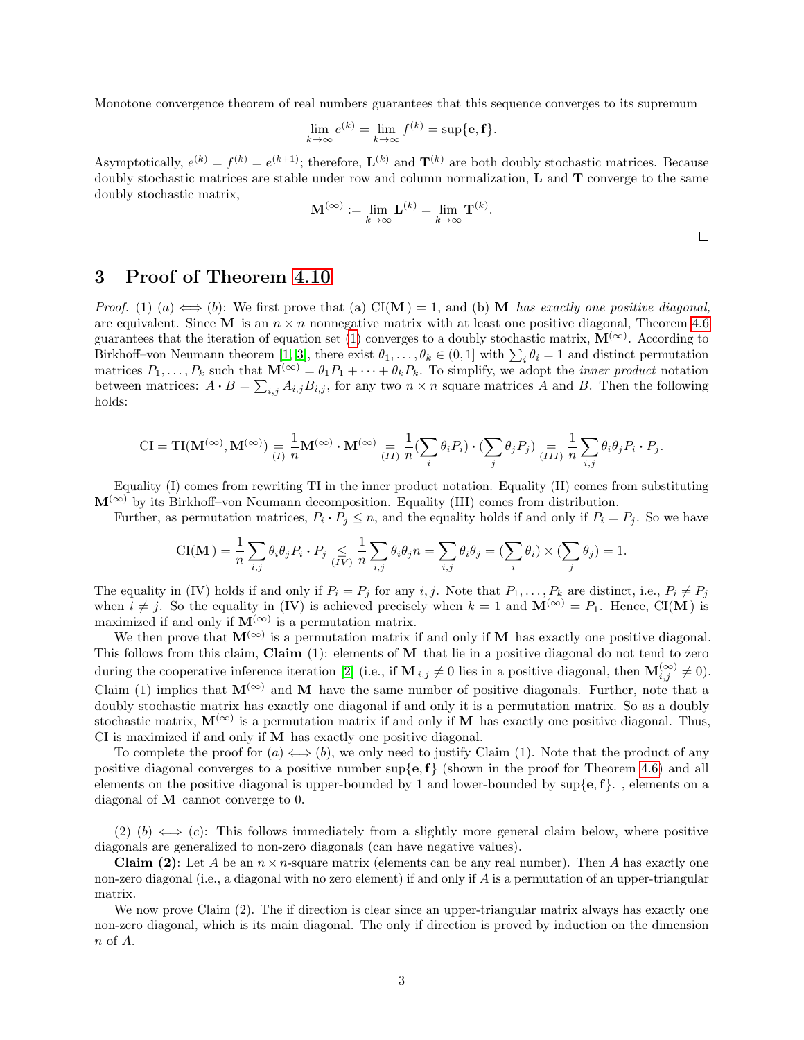Monotone convergence theorem of real numbers guarantees that this sequence converges to its supremum

$$\lim_{k\to\infty} e^{(k)} = \lim_{k\to\infty} f^{(k)} = \sup\{\mathbf{e}, \mathbf{f}\}.$$

Asymptotically, $e^{(k)} = f^{(k)} = e^{(k+1)}$; therefore, $\mathbf{L}^{(k)}$ and $\mathbf{T}^{(k)}$ are both doubly stochastic matrices. Because doubly stochastic matrices are stable under row and column normalization, $\mathbf{L}$ and $\mathbf{T}$ converge to the same doubly stochastic matrix,

$$\mathbf{M}^{(\infty)} := \lim_{k\to\infty} \mathbf{L}^{(k)} = \lim_{k\to\infty} \mathbf{T}^{(k)}.$$

□

## 3 Proof of Theorem 4.10

*Proof.* (1) $(a) \iff (b)$: We first prove that (a) $\mathrm{CI}(\mathbf{M}) = 1$, and (b) $\mathbf{M}$ *has exactly one positive diagonal,* are equivalent. Since $\mathbf{M}$ is an $n \times n$ nonnegative matrix with at least one positive diagonal, Theorem 4.6 guarantees that the iteration of equation set (1) converges to a doubly stochastic matrix, $\mathbf{M}^{(\infty)}$. According to Birkhoff–von Neumann theorem [1, 3], there exist $\theta_1, \dots, \theta_k \in (0, 1]$ with $\sum_i \theta_i = 1$ and distinct permutation matrices $P_1, \dots, P_k$ such that $\mathbf{M}^{(\infty)} = \theta_1 P_1 + \cdots + \theta_k P_k$. To simplify, we adopt the *inner product* notation between matrices: $A \cdot B = \sum_{i,j} A_{i,j} B_{i,j}$, for any two $n \times n$ square matrices $A$ and $B$. Then the following holds:

$$\mathrm{CI} = \mathrm{TI}(\mathbf{M}^{(\infty)}, \mathbf{M}^{(\infty)}) \underset{(I)}{=} \frac{1}{n}\mathbf{M}^{(\infty)} \cdot \mathbf{M}^{(\infty)} \underset{(II)}{=} \frac{1}{n}(\sum_i \theta_i P_i) \cdot (\sum_j \theta_j P_j) \underset{(III)}{=} \frac{1}{n}\sum_{i,j} \theta_i \theta_j P_i \cdot P_j.$$

Equality (I) comes from rewriting TI in the inner product notation. Equality (II) comes from substituting $\mathbf{M}^{(\infty)}$ by its Birkhoff–von Neumann decomposition. Equality (III) comes from distribution.

Further, as permutation matrices, $P_i \cdot P_j \le n$, and the equality holds if and only if $P_i = P_j$. So we have

$$\mathrm{CI}(\mathbf{M}) = \frac{1}{n}\sum_{i,j} \theta_i \theta_j P_i \cdot P_j \underset{(IV)}{\le} \frac{1}{n}\sum_{i,j} \theta_i \theta_j n = \sum_{i,j} \theta_i \theta_j = (\sum_i \theta_i) \times (\sum_j \theta_j) = 1.$$

The equality in (IV) holds if and only if $P_i = P_j$ for any $i, j$. Note that $P_1, \dots, P_k$ are distinct, i.e., $P_i \ne P_j$ when $i \ne j$. So the equality in (IV) is achieved precisely when $k = 1$ and $\mathbf{M}^{(\infty)} = P_1$. Hence, $\mathrm{CI}(\mathbf{M})$ is maximized if and only if $\mathbf{M}^{(\infty)}$ is a permutation matrix.

We then prove that $\mathbf{M}^{(\infty)}$ is a permutation matrix if and only if $\mathbf{M}$ has exactly one positive diagonal. This follows from this claim, **Claim** (1): elements of $\mathbf{M}$ that lie in a positive diagonal do not tend to zero during the cooperative inference iteration [2] (i.e., if $\mathbf{M}_{i,j} \ne 0$ lies in a positive diagonal, then $\mathbf{M}^{(\infty)}_{i,j} \ne 0$). Claim (1) implies that $\mathbf{M}^{(\infty)}$ and $\mathbf{M}$ have the same number of positive diagonals. Further, note that a doubly stochastic matrix has exactly one diagonal if and only it is a permutation matrix. So as a doubly stochastic matrix, $\mathbf{M}^{(\infty)}$ is a permutation matrix if and only if $\mathbf{M}$ has exactly one positive diagonal. Thus, CI is maximized if and only if $\mathbf{M}$ has exactly one positive diagonal.

To complete the proof for $(a) \iff (b)$, we only need to justify Claim (1). Note that the product of any positive diagonal converges to a positive number $\sup\{\mathbf{e}, \mathbf{f}\}$ (shown in the proof for Theorem 4.6) and all elements on the positive diagonal is upper-bounded by 1 and lower-bounded by $\sup\{\mathbf{e}, \mathbf{f}\}$. , elements on a diagonal of $\mathbf{M}$ cannot converge to 0.

(2) $(b) \iff (c)$: This follows immediately from a slightly more general claim below, where positive diagonals are generalized to non-zero diagonals (can have negative values).

**Claim (2)**: Let $A$ be an $n \times n$-square matrix (elements can be any real number). Then $A$ has exactly one non-zero diagonal (i.e., a diagonal with no zero element) if and only if $A$ is a permutation of an upper-triangular matrix.

We now prove Claim (2). The if direction is clear since an upper-triangular matrix always has exactly one non-zero diagonal, which is its main diagonal. The only if direction is proved by induction on the dimension $n$ of $A$.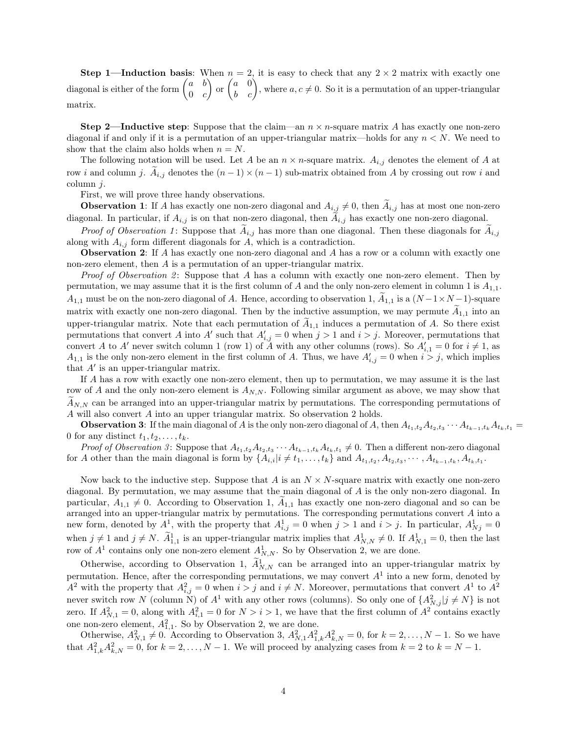**Step 1—Induction basis**: When $n = 2$, it is easy to check that any $2 \times 2$ matrix with exactly one diagonal is either of the form $\begin{pmatrix} a & b \\ 0 & c \end{pmatrix}$ or $\begin{pmatrix} a & 0 \\ b & c \end{pmatrix}$, where $a, c \neq 0$. So it is a permutation of an upper-triangular matrix.

**Step 2—Inductive step**: Suppose that the claim—an $n \times n$-square matrix $A$ has exactly one non-zero diagonal if and only if it is a permutation of an upper-triangular matrix—holds for any $n < N$. We need to show that the claim also holds when $n = N$.

The following notation will be used. Let $A$ be an $n \times n$-square matrix. $A_{i,j}$ denotes the element of $A$ at row $i$ and column $j$. $\widetilde{A}_{i,j}$ denotes the $(n-1) \times (n-1)$ sub-matrix obtained from $A$ by crossing out row $i$ and column $j$.

First, we will prove three handy observations.

**Observation 1**: If $A$ has exactly one non-zero diagonal and $A_{i,j} \neq 0$, then $\widetilde{A}_{i,j}$ has at most one non-zero diagonal. In particular, if $A_{i,j}$ is on that non-zero diagonal, then $\widetilde{A}_{i,j}$ has exactly one non-zero diagonal.

*Proof of Observation 1*: Suppose that $\widetilde{A}_{i,j}$ has more than one diagonal. Then these diagonals for $\widetilde{A}_{i,j}$ along with $A_{i,j}$ form different diagonals for $A$, which is a contradiction.

**Observation 2**: If $A$ has exactly one non-zero diagonal and $A$ has a row or a column with exactly one non-zero element, then $A$ is a permutation of an upper-triangular matrix.

*Proof of Observation 2*: Suppose that $A$ has a column with exactly one non-zero element. Then by permutation, we may assume that it is the first column of $A$ and the only non-zero element in column 1 is $A_{1,1}$. $A_{1,1}$ must be on the non-zero diagonal of $A$. Hence, according to observation 1, $\widetilde{A}_{1,1}$ is a $(N-1 \times N-1)$-square matrix with exactly one non-zero diagonal. Then by the inductive assumption, we may permute $\widetilde{A}_{1,1}$ into an upper-triangular matrix. Note that each permutation of $\widetilde{A}_{1,1}$ induces a permutation of $A$. So there exist permutations that convert $A$ into $A'$ such that $A'_{i,j} = 0$ when $j > 1$ and $i > j$. Moreover, permutations that convert $A$ to $A'$ never switch column 1 (row 1) of $A$ with any other columns (rows). So $A'_{i,1} = 0$ for $i \neq 1$, as $A_{1,1}$ is the only non-zero element in the first column of $A$. Thus, we have $A'_{i,j} = 0$ when $i > j$, which implies that $A'$ is an upper-triangular matrix.

If $A$ has a row with exactly one non-zero element, then up to permutation, we may assume it is the last row of $A$ and the only non-zero element is $A_{N,N}$. Following similar argument as above, we may show that $\widetilde{A}_{N,N}$ can be arranged into an upper-triangular matrix by permutations. The corresponding permutations of $A$ will also convert $A$ into an upper triangular matrix. So observation 2 holds.

**Observation 3**: If the main diagonal of $A$ is the only non-zero diagonal of $A$, then $A_{t_1,t_2} A_{t_2,t_3} \cdots A_{t_{k-1},t_k} A_{t_k,t_1} = 0$ for any distinct $t_1, t_2, \ldots, t_k$.

*Proof of Observation 3*: Suppose that $A_{t_1,t_2} A_{t_2,t_3} \cdots A_{t_{k-1},t_k} A_{t_k,t_1} \neq 0$. Then a different non-zero diagonal for $A$ other than the main diagonal is form by $\{A_{i,i} | i \neq t_1, \ldots, t_k\}$ and $A_{t_1,t_2}, A_{t_2,t_3}, \cdots, A_{t_{k-1},t_k}, A_{t_k,t_1}$.

Now back to the inductive step. Suppose that $A$ is an $N \times N$-square matrix with exactly one non-zero diagonal. By permutation, we may assume that the main diagonal of $A$ is the only non-zero diagonal. In particular, $A_{1,1} \neq 0$. According to Observation 1, $\widetilde{A}_{1,1}$ has exactly one non-zero diagonal and so can be arranged into an upper-triangular matrix by permutations. The corresponding permutations convert $A$ into a new form, denoted by $A^1$, with the property that $A^1_{i,j} = 0$ when $j > 1$ and $i > j$. In particular, $A^1_{Nj} = 0$ when $j \neq 1$ and $j \neq N$. $\widetilde{A}^1_{1,1}$ is an upper-triangular matrix implies that $A^1_{N,N} \neq 0$. If $A^1_{N,1} = 0$, then the last row of $A^1$ contains only one non-zero element $A^1_{N,N}$. So by Observation 2, we are done.

Otherwise, according to Observation 1, $\widetilde{A}^1_{N,N}$ can be arranged into an upper-triangular matrix by permutation. Hence, after the corresponding permutations, we may convert $A^1$ into a new form, denoted by $A^2$ with the property that $A^2_{i,j} = 0$ when $i > j$ and $i \neq N$. Moreover, permutations that convert $A^1$ to $A^2$ never switch row $N$ (column N) of $A^1$ with any other rows (columns). So only one of $\{A^2_{N,j} | j \neq N\}$ is not zero. If $A^2_{N,1} = 0$, along with $A^2_{i,1} = 0$ for $N > i > 1$, we have that the first column of $A^2$ contains exactly one non-zero element, $A^2_{1,1}$. So by Observation 2, we are done.

Otherwise, $A^2_{N,1} \neq 0$. According to Observation 3, $A^2_{N,1} A^2_{1,k} A^2_{k,N} = 0$, for $k = 2, \ldots, N-1$. So we have that $A^2_{1,k} A^2_{k,N} = 0$, for $k = 2, \ldots, N-1$. We will proceed by analyzing cases from $k = 2$ to $k = N-1$.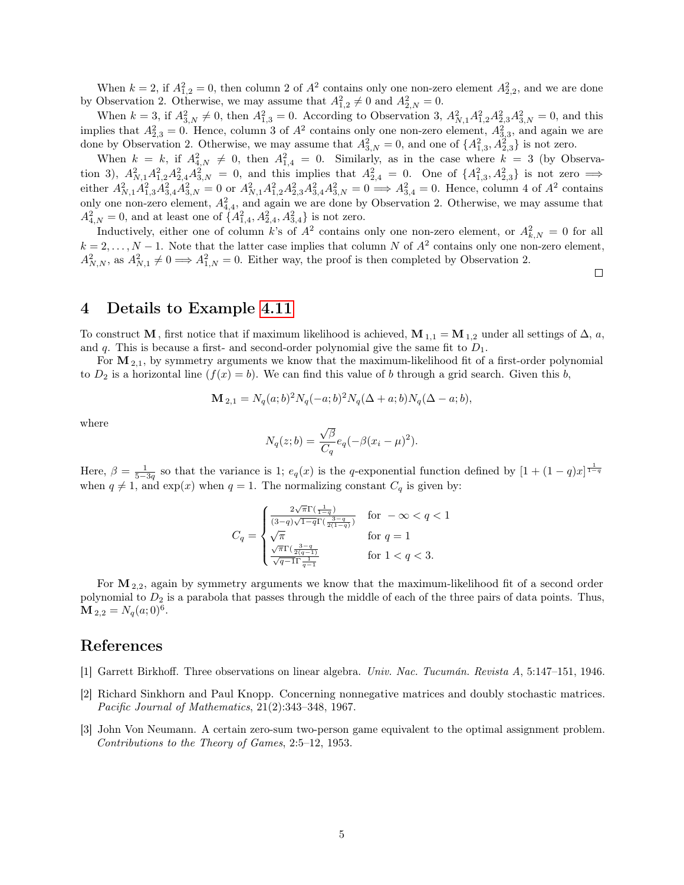When $k = 2$, if $A^2_{1,2} = 0$, then column 2 of $A^2$ contains only one non-zero element $A^2_{2,2}$, and we are done by Observation 2. Otherwise, we may assume that $A^2_{1,2} \neq 0$ and $A^2_{2,N} = 0$.

When $k = 3$, if $A^2_{3,N} \neq 0$, then $A^2_{1,3} = 0$. According to Observation 3, $A^2_{N,1}A^2_{1,2}A^2_{2,3}A^2_{3,N} = 0$, and this implies that $A^2_{2,3} = 0$. Hence, column 3 of $A^2$ contains only one non-zero element, $A^2_{3,3}$, and again we are done by Observation 2. Otherwise, we may assume that $A^2_{3,N} = 0$, and one of $\{A^2_{1,3}, A^2_{2,3}\}$ is not zero.

When $k = k$, if $A^2_{4,N} \neq 0$, then $A^2_{1,4} = 0$. Similarly, as in the case where $k = 3$ (by Observation 3), $A^2_{N,1}A^2_{1,2}A^2_{2,4}A^2_{3,N} = 0$, and this implies that $A^2_{2,4} = 0$. One of $\{A^2_{1,3}, A^2_{2,3}\}$ is not zero $\Longrightarrow$ either $A^2_{N,1}A^2_{1,3}A^2_{3,4}A^2_{3,N} = 0$ or $A^2_{N,1}A^2_{1,2}A^2_{2,3}A^2_{3,4}A^2_{3,N} = 0 \Longrightarrow A^2_{3,4} = 0$. Hence, column 4 of $A^2$ contains only one non-zero element, $A^2_{4,4}$, and again we are done by Observation 2. Otherwise, we may assume that $A^2_{4,N} = 0$, and at least one of $\{A^2_{1,4}, A^2_{2,4}, A^2_{3,4}\}$ is not zero.

Inductively, either one of column $k$'s of $A^2$ contains only one non-zero element, or $A^2_{k,N} = 0$ for all $k = 2, \ldots, N-1$. Note that the latter case implies that column $N$ of $A^2$ contains only one non-zero element, $A^2_{N,N}$, as $A^2_{N,1} \neq 0 \Longrightarrow A^2_{1,N} = 0$. Either way, the proof is then completed by Observation 2.

□

## 4 Details to Example 4.11

To construct $\mathbf{M}$, first notice that if maximum likelihood is achieved, $\mathbf{M}_{1,1} = \mathbf{M}_{1,2}$ under all settings of $\Delta$, $a$, and $q$. This is because a first- and second-order polynomial give the same fit to $D_1$.

For $\mathbf{M}_{2,1}$, by symmetry arguments we know that the maximum-likelihood fit of a first-order polynomial to $D_2$ is a horizontal line ($f(x) = b$). We can find this value of $b$ through a grid search. Given this $b$,

$$\mathbf{M}_{2,1} = N_q(a;b)^2 N_q(-a;b)^2 N_q(\Delta + a;b) N_q(\Delta - a;b),$$

where

$$N_q(z;b) = \frac{\sqrt{\beta}}{C_q} e_q(-\beta(x_i - \mu)^2).$$

Here, $\beta = \frac{1}{5-3q}$ so that the variance is 1; $e_q(x)$ is the $q$-exponential function defined by $[1 + (1-q)x]^{\frac{1}{1-q}}$ when $q \neq 1$, and $\exp(x)$ when $q = 1$. The normalizing constant $C_q$ is given by:

$$C_q = \begin{cases} \frac{2\sqrt{\pi}\Gamma(\frac{1}{1-q})}{(3-q)\sqrt{1-q}\Gamma(\frac{3-q}{2(1-q)})} & \text{for } -\infty < q < 1 \\ \sqrt{\pi} & \text{for } q = 1 \\ \frac{\sqrt{\pi}\Gamma(\frac{3-q}{2(q-1)})}{\sqrt{q-1}\Gamma\frac{1}{q-1}} & \text{for } 1 < q < 3. \end{cases}$$

For $\mathbf{M}_{2,2}$, again by symmetry arguments we know that the maximum-likelihood fit of a second order polynomial to $D_2$ is a parabola that passes through the middle of each of the three pairs of data points. Thus, $\mathbf{M}_{2,2} = N_q(a;0)^6$.

## References

[1] Garrett Birkhoff. Three observations on linear algebra. *Univ. Nac. Tucumán. Revista A*, 5:147–151, 1946.

[2] Richard Sinkhorn and Paul Knopp. Concerning nonnegative matrices and doubly stochastic matrices. *Pacific Journal of Mathematics*, 21(2):343–348, 1967.

[3] John Von Neumann. A certain zero-sum two-person game equivalent to the optimal assignment problem. *Contributions to the Theory of Games*, 2:5–12, 1953.